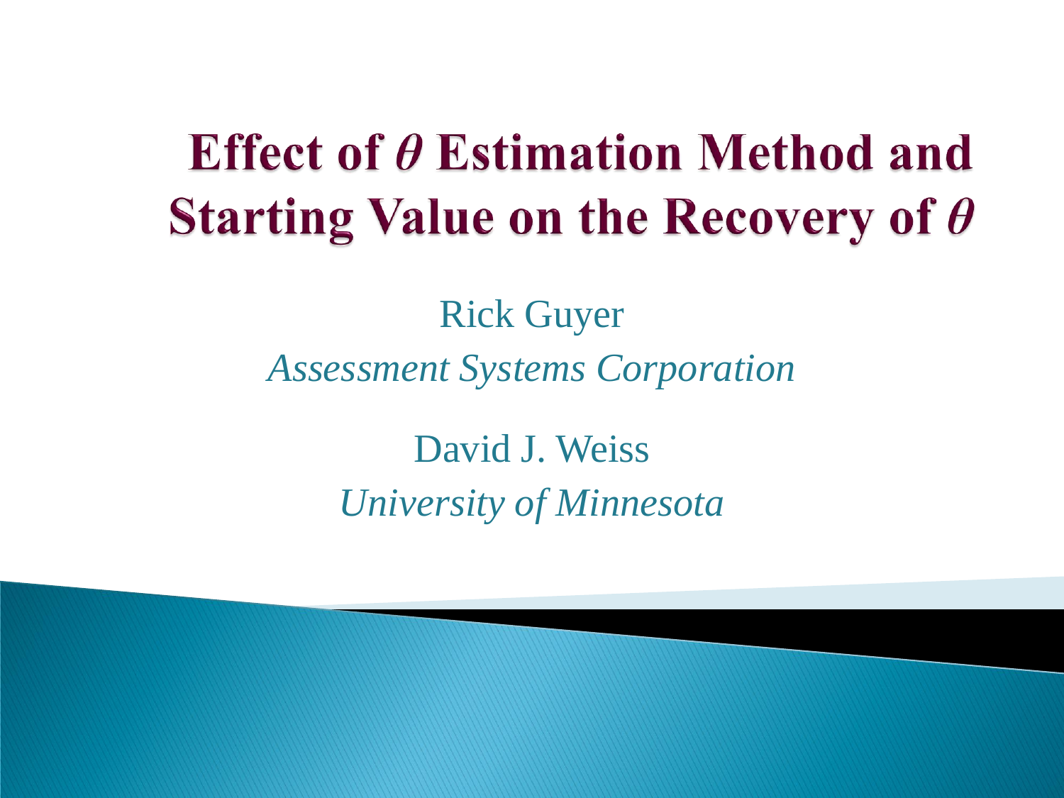# Effect of $\theta$ Estimation Method and Starting Value on the Recovery of $\theta$

Rick Guyer

*Assessment Systems Corporation*

David J. Weiss

*University of Minnesota*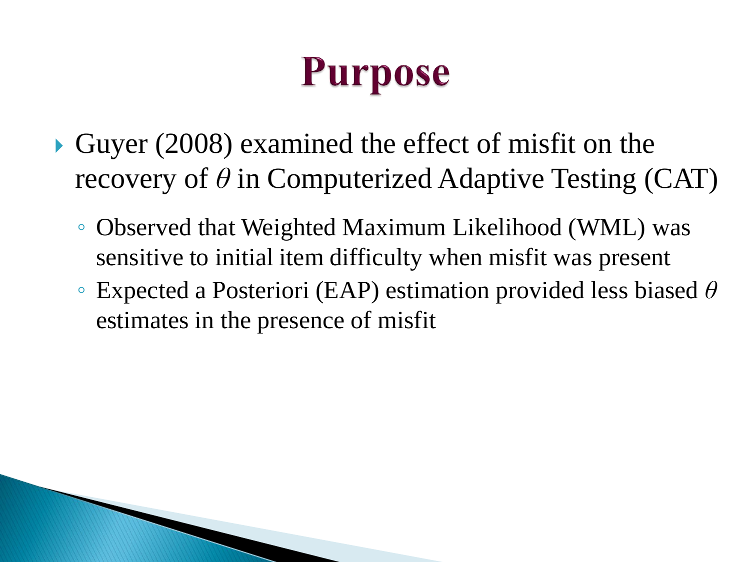# Purpose

- Guyer (2008) examined the effect of misfit on the recovery of $\theta$ in Computerized Adaptive Testing (CAT)
  - Observed that Weighted Maximum Likelihood (WML) was sensitive to initial item difficulty when misfit was present
  - Expected a Posteriori (EAP) estimation provided less biased $\theta$ estimates in the presence of misfit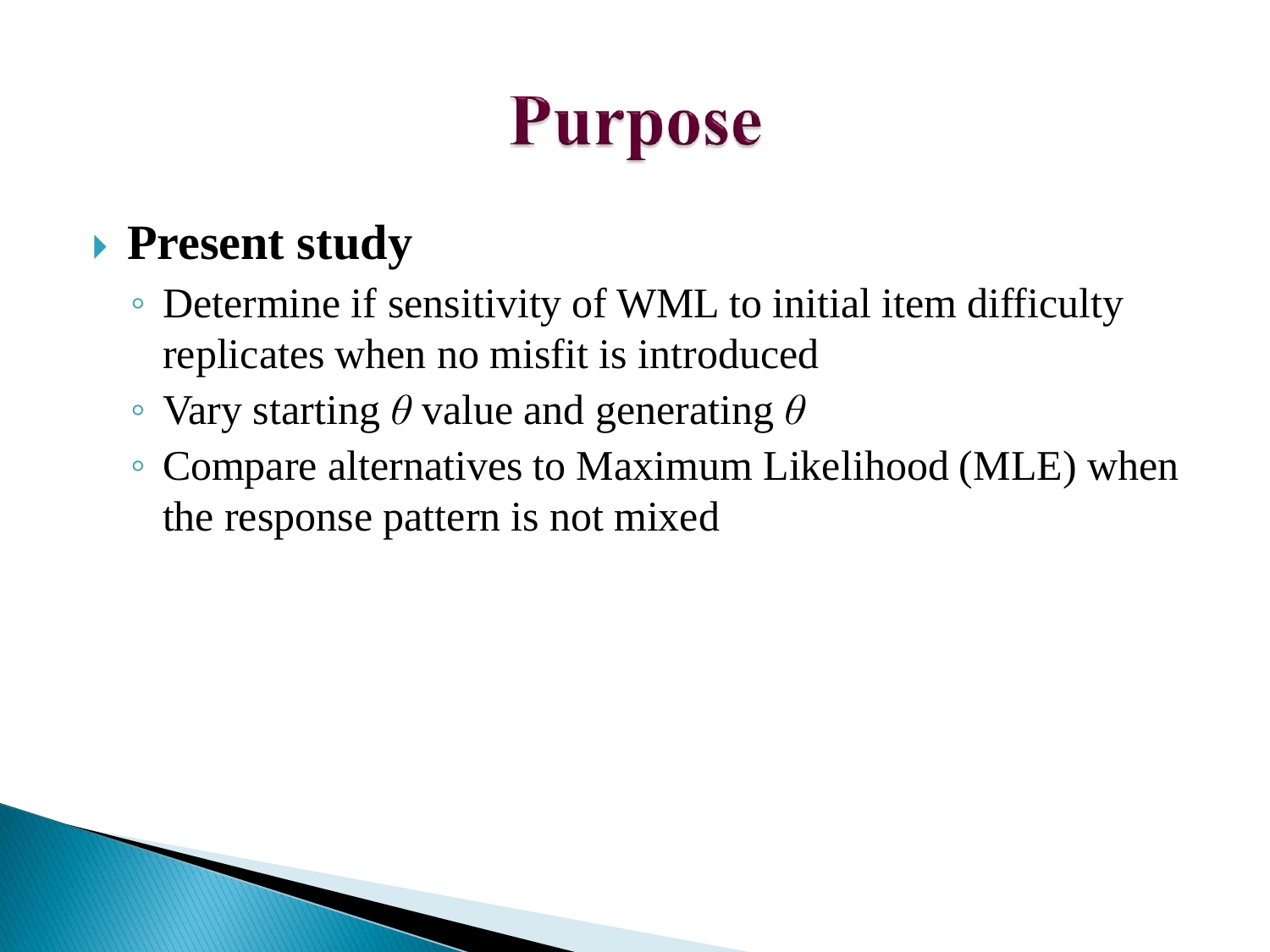# Purpose

- **Present study**
  - Determine if sensitivity of WML to initial item difficulty replicates when no misfit is introduced
  - Vary starting $\theta$ value and generating $\theta$
  - Compare alternatives to Maximum Likelihood (MLE) when the response pattern is not mixed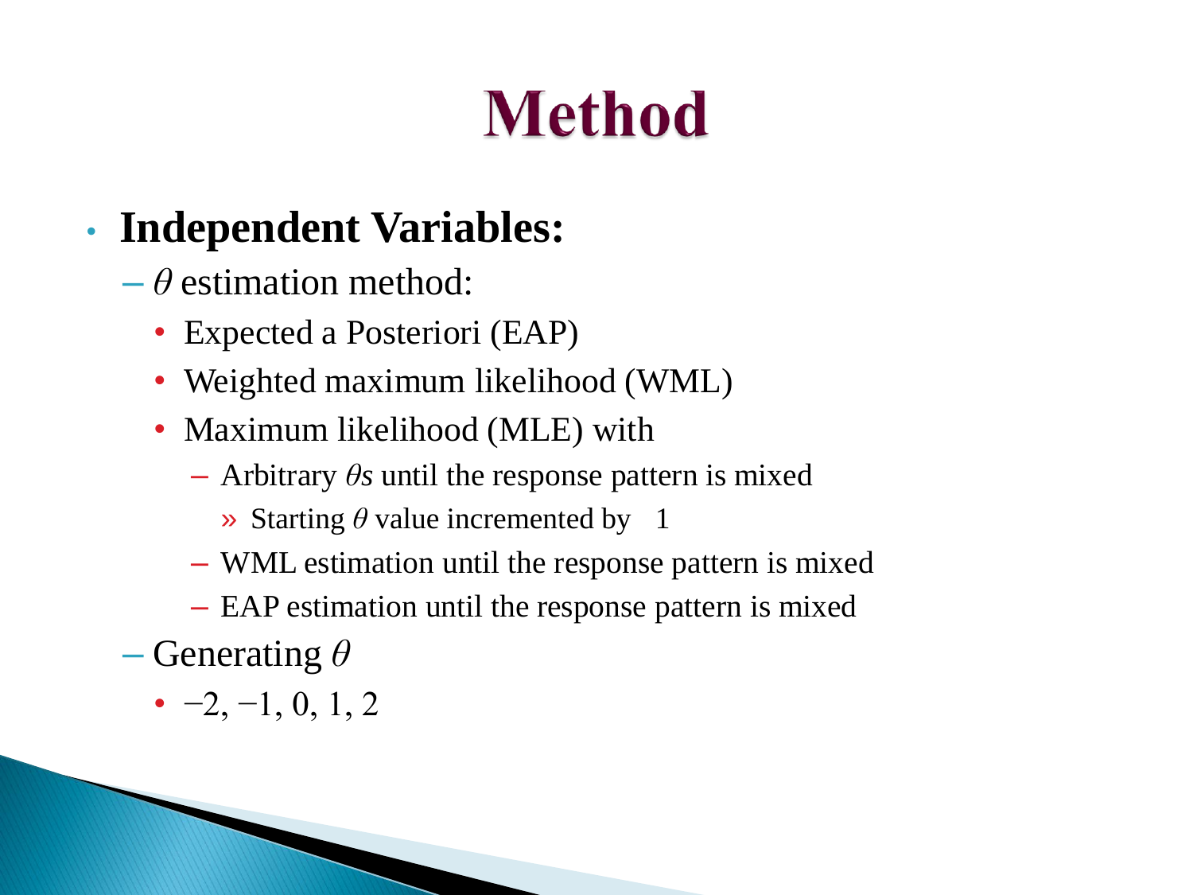# Method

- **Independent Variables:**
  - $\theta$ estimation method:
    - Expected a Posteriori (EAP)
    - Weighted maximum likelihood (WML)
    - Maximum likelihood (MLE) with
      - Arbitrary $\theta$*s* until the response pattern is mixed
        - » Starting $\theta$ value incremented by 1
      - WML estimation until the response pattern is mixed
      - EAP estimation until the response pattern is mixed
  - Generating $\theta$
    - $-2, -1, 0, 1, 2$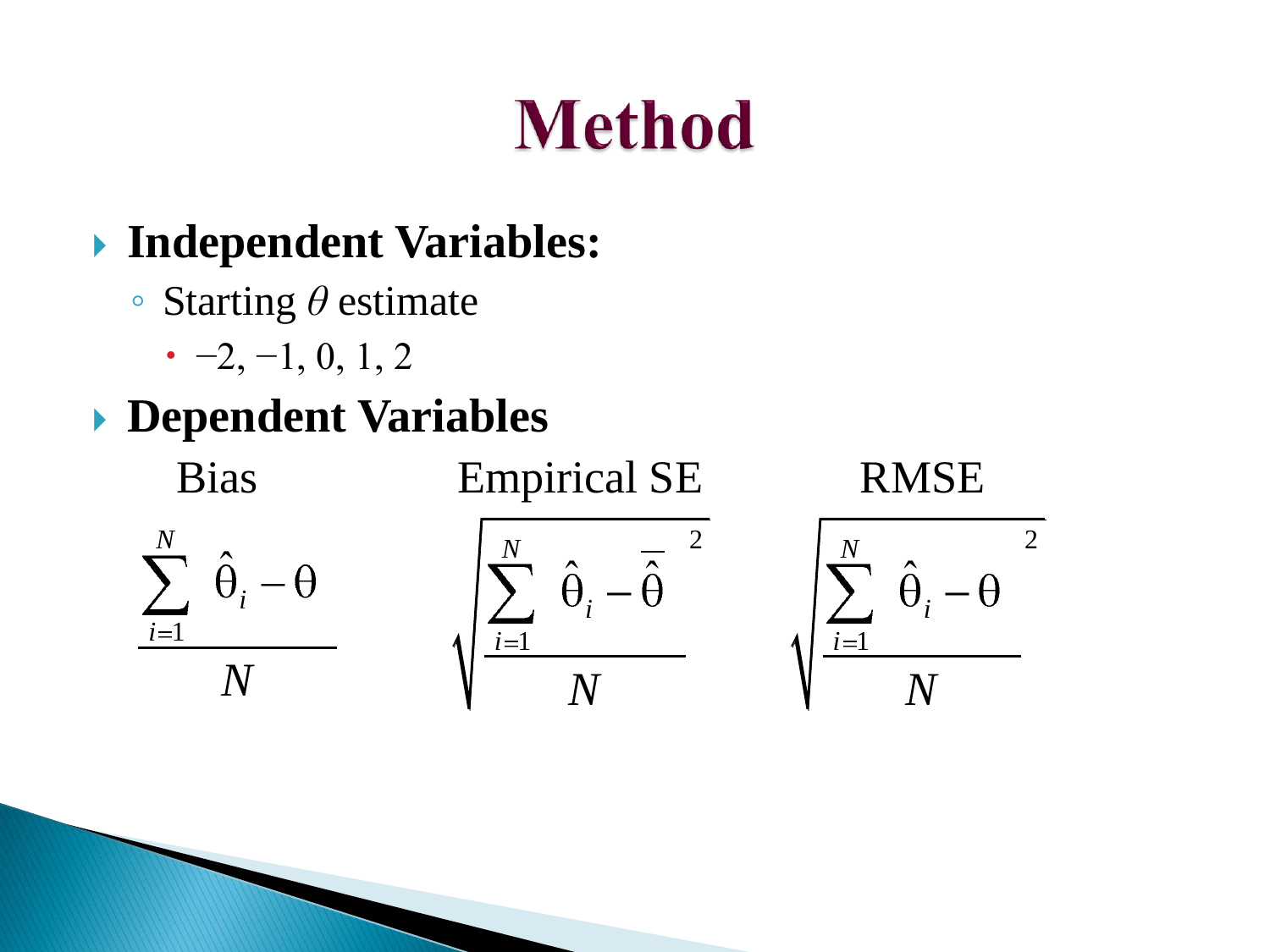# Method

- **Independent Variables:**
  - Starting $\theta$ estimate
    - −2, −1, 0, 1, 2
- **Dependent Variables**

Bias

$$\frac{\sum_{i=1}^{N} \left(\hat{\theta}_i - \theta\right)}{N}$$

Empirical SE

$$\sqrt{\frac{\sum_{i=1}^{N} \left(\hat{\theta}_i - \bar{\hat{\theta}}\right)^2}{N}}$$

RMSE

$$\sqrt{\frac{\sum_{i=1}^{N} \left(\hat{\theta}_i - \theta\right)^2}{N}}$$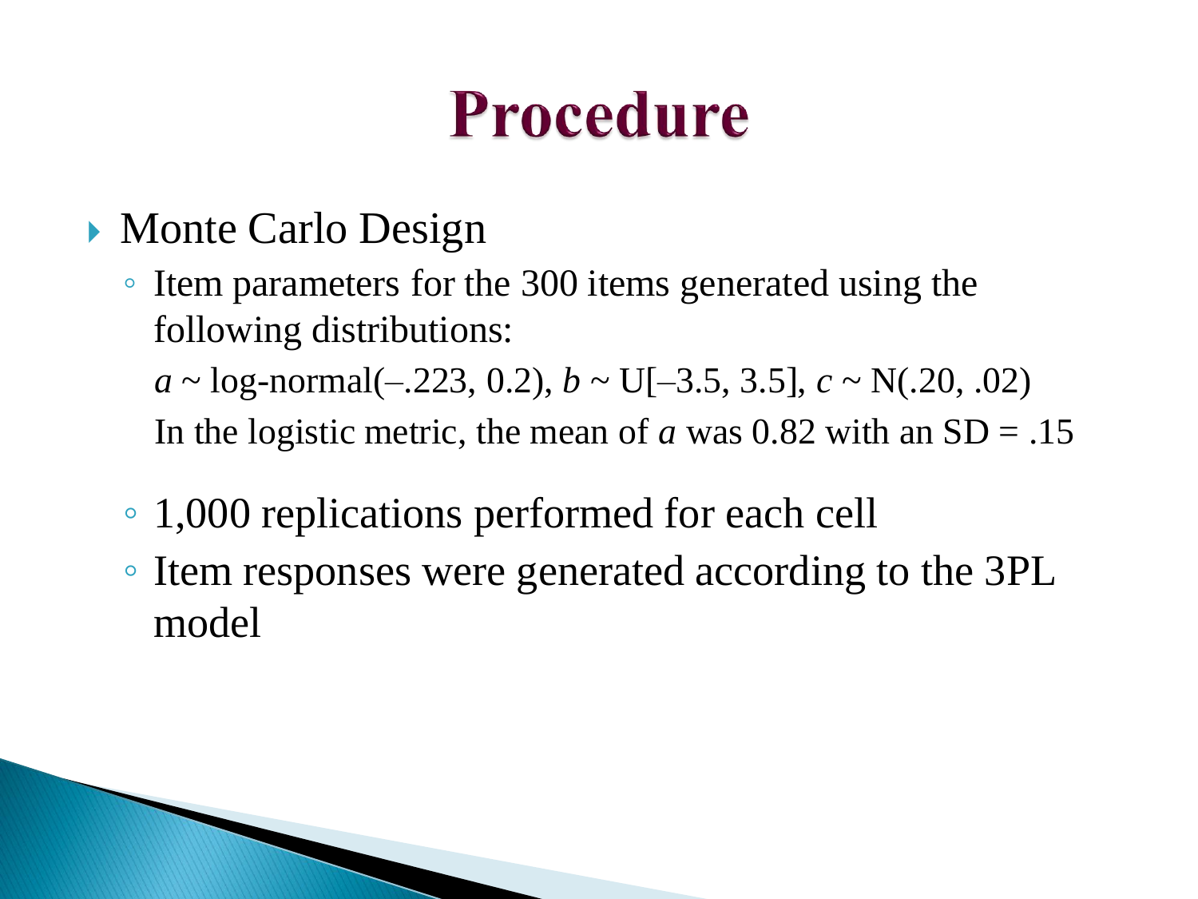# Procedure

- Monte Carlo Design
  - Item parameters for the 300 items generated using the following distributions:

    $a \sim$ log-normal(–.223, 0.2), $b \sim$ U[–3.5, 3.5], $c \sim$ N(.20, .02)

    In the logistic metric, the mean of $a$ was 0.82 with an SD = .15
  - 1,000 replications performed for each cell
  - Item responses were generated according to the 3PL model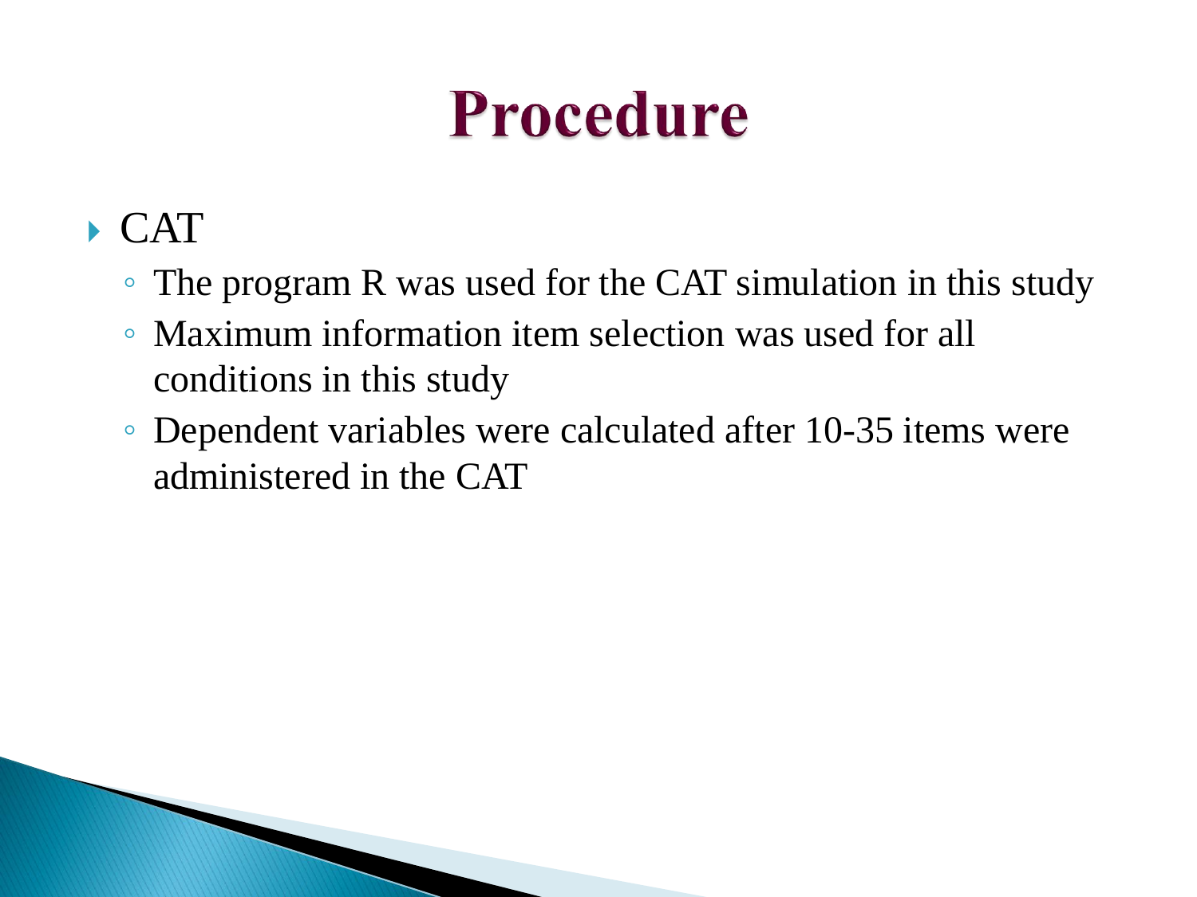# Procedure

- CAT
  - The program R was used for the CAT simulation in this study
  - Maximum information item selection was used for all conditions in this study
  - Dependent variables were calculated after 10-35 items were administered in the CAT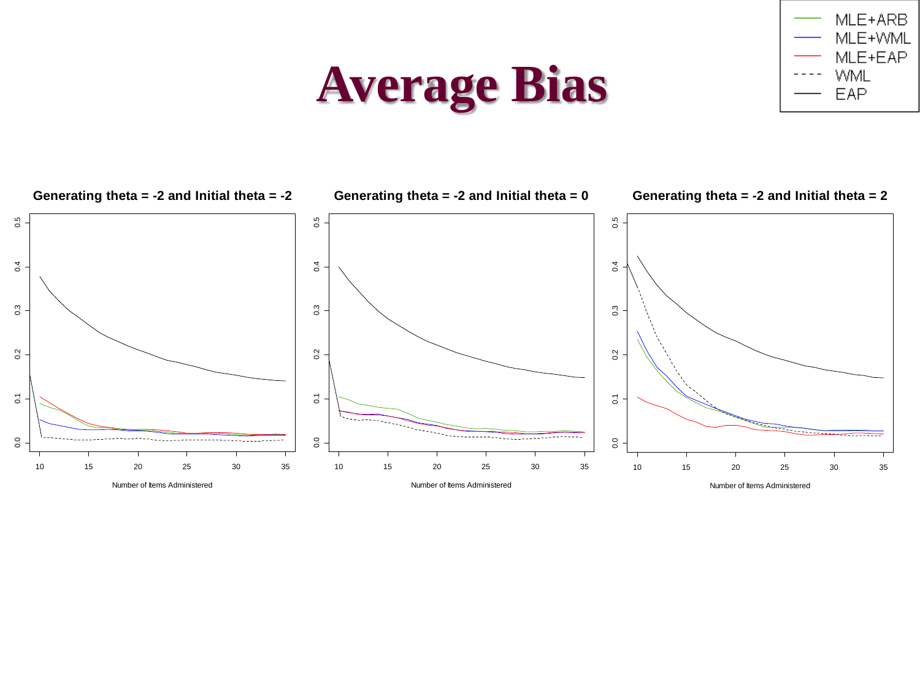# Average Bias

MLE+ARB
MLE+WML
MLE+EAP
WML
EAP

**Generating theta = -2 and Initial theta = -2**

**Generating theta = -2 and Initial theta = 0**

**Generating theta = -2 and Initial theta = 2**

Number of Items Administered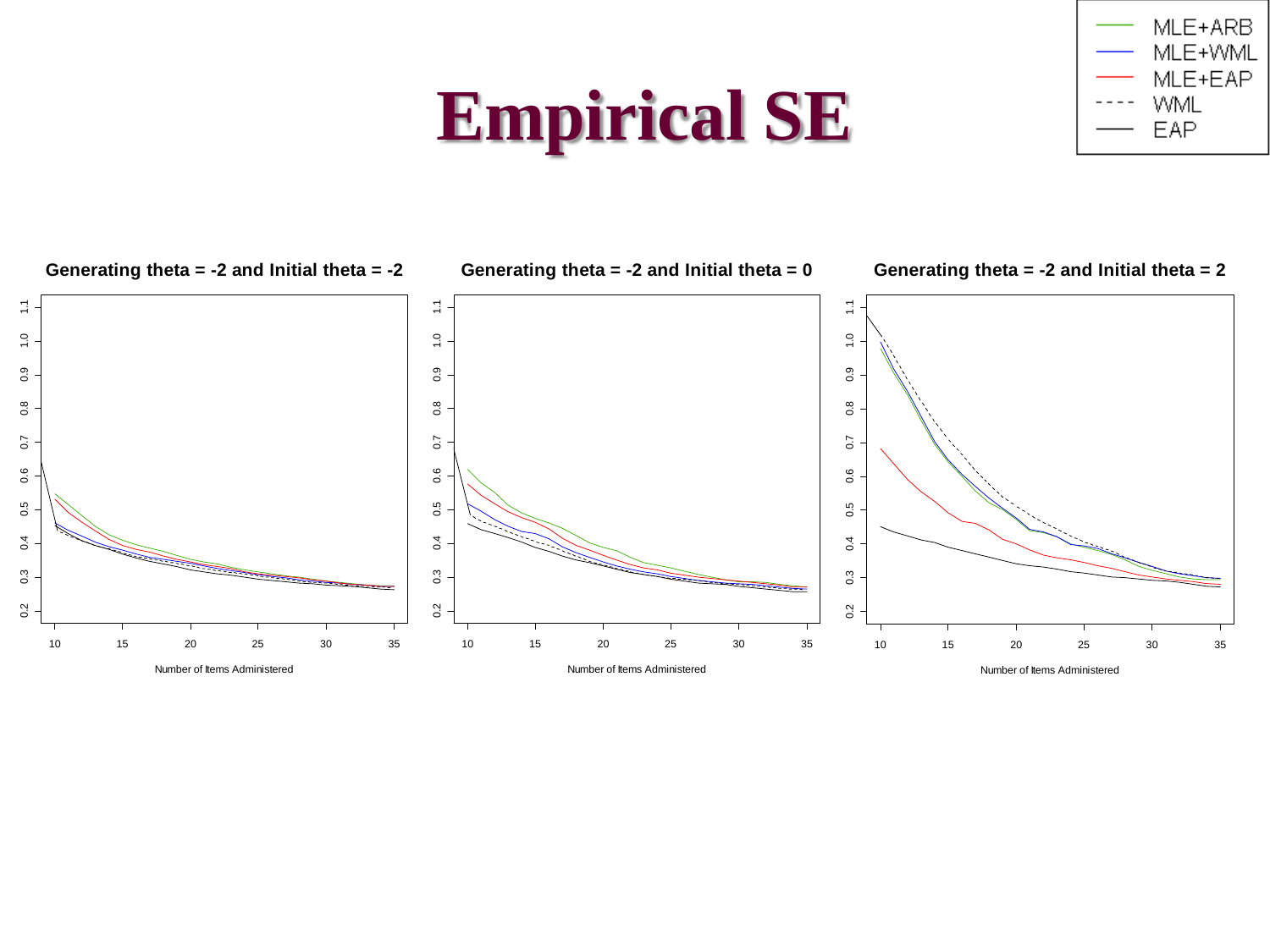# Empirical SE

MLE+ARB
MLE+WML
MLE+EAP
WML
EAP

**Generating theta = -2 and Initial theta = -2**

Number of Items Administered

**Generating theta = -2 and Initial theta = 0**

Number of Items Administered

**Generating theta = -2 and Initial theta = 2**

Number of Items Administered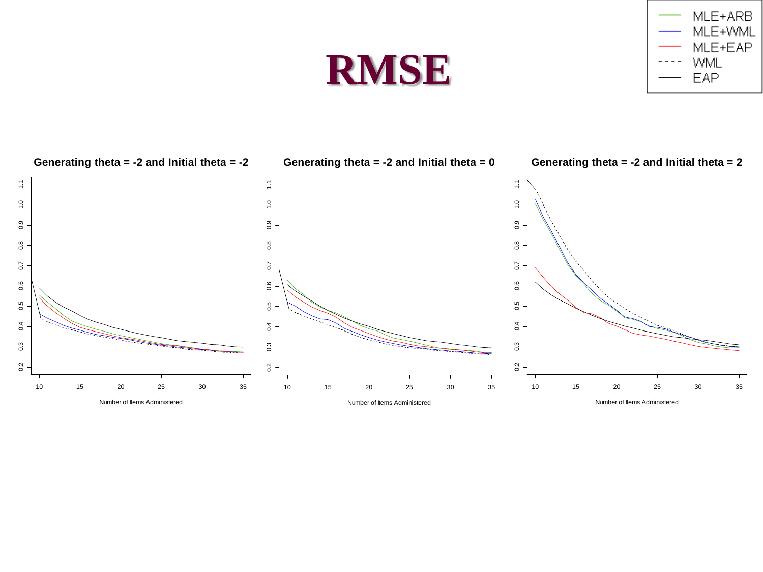# RMSE

MLE+ARB
MLE+WML
MLE+EAP
WML
EAP

**Generating theta = -2 and Initial theta = -2**

**Generating theta = -2 and Initial theta = 0**

**Generating theta = -2 and Initial theta = 2**

Number of Items Administered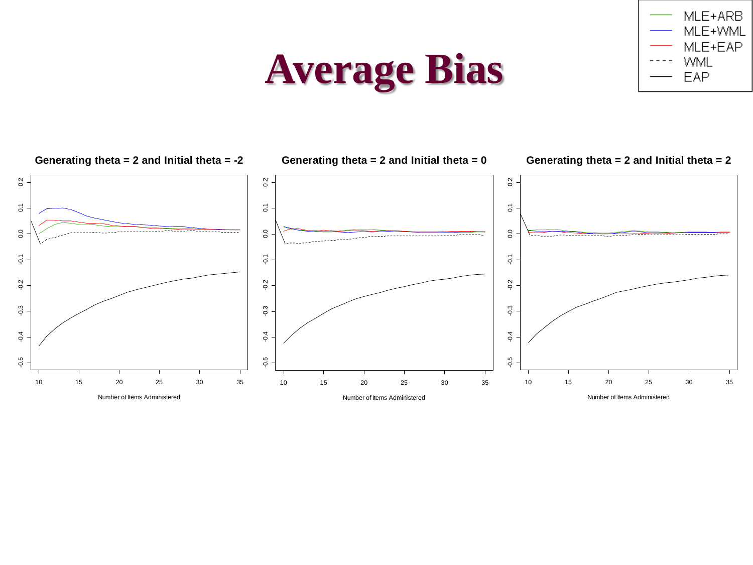# Average Bias

- MLE+ARB
- MLE+WML
- MLE+EAP
- WML
- EAP

**Generating theta = 2 and Initial theta = -2**

**Generating theta = 2 and Initial theta = 0**

**Generating theta = 2 and Initial theta = 2**

Number of Items Administered

Number of Items Administered

Number of Items Administered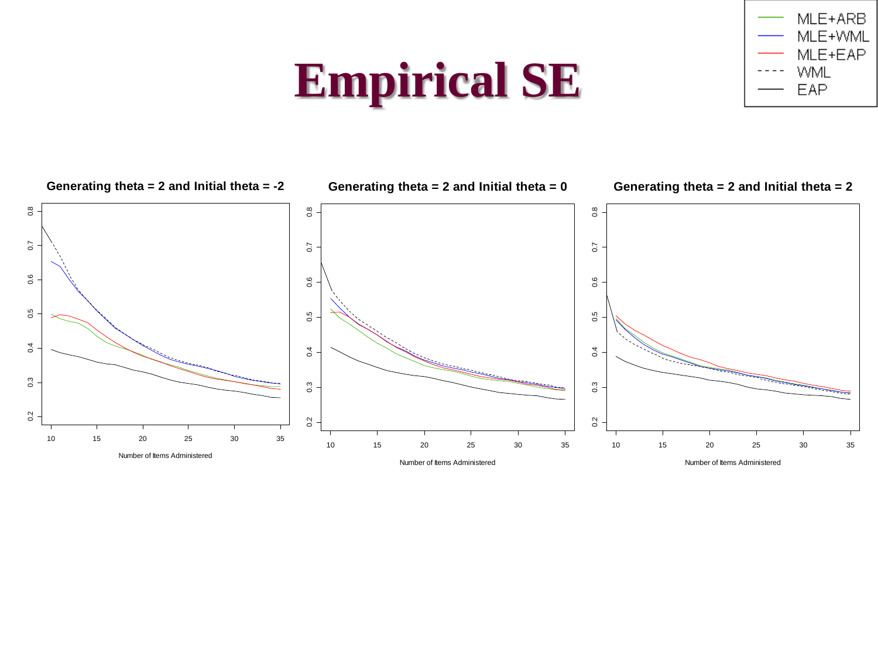# Empirical SE

MLE+ARB
MLE+WML
MLE+EAP
WML
EAP

**Generating theta = 2 and Initial theta = -2**

Number of Items Administered

**Generating theta = 2 and Initial theta = 0**

Number of Items Administered

**Generating theta = 2 and Initial theta = 2**

Number of Items Administered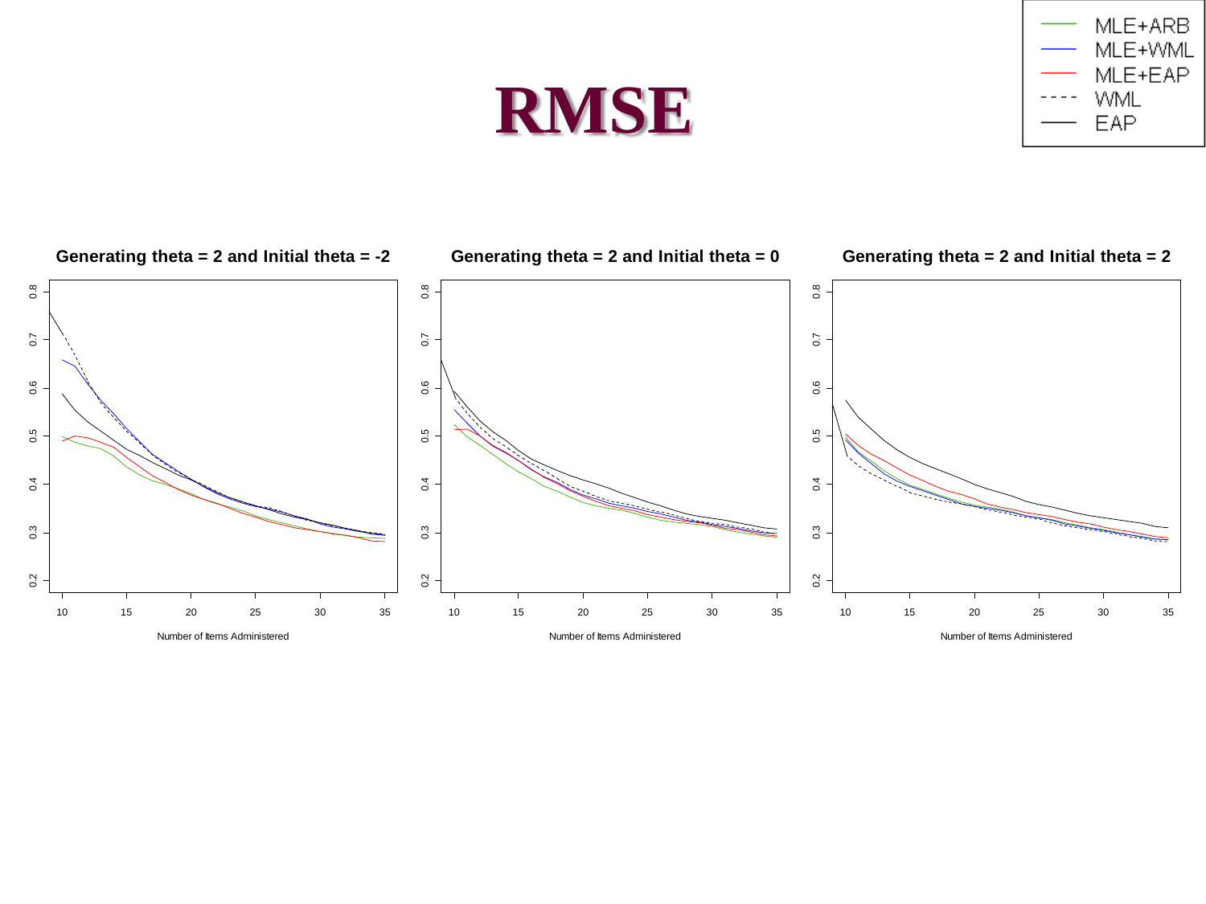# RMSE

- MLE+ARB
- MLE+WML
- MLE+EAP
- WML
- EAP

### Generating theta = 2 and Initial theta = -2

### Generating theta = 2 and Initial theta = 0

### Generating theta = 2 and Initial theta = 2

Number of Items Administered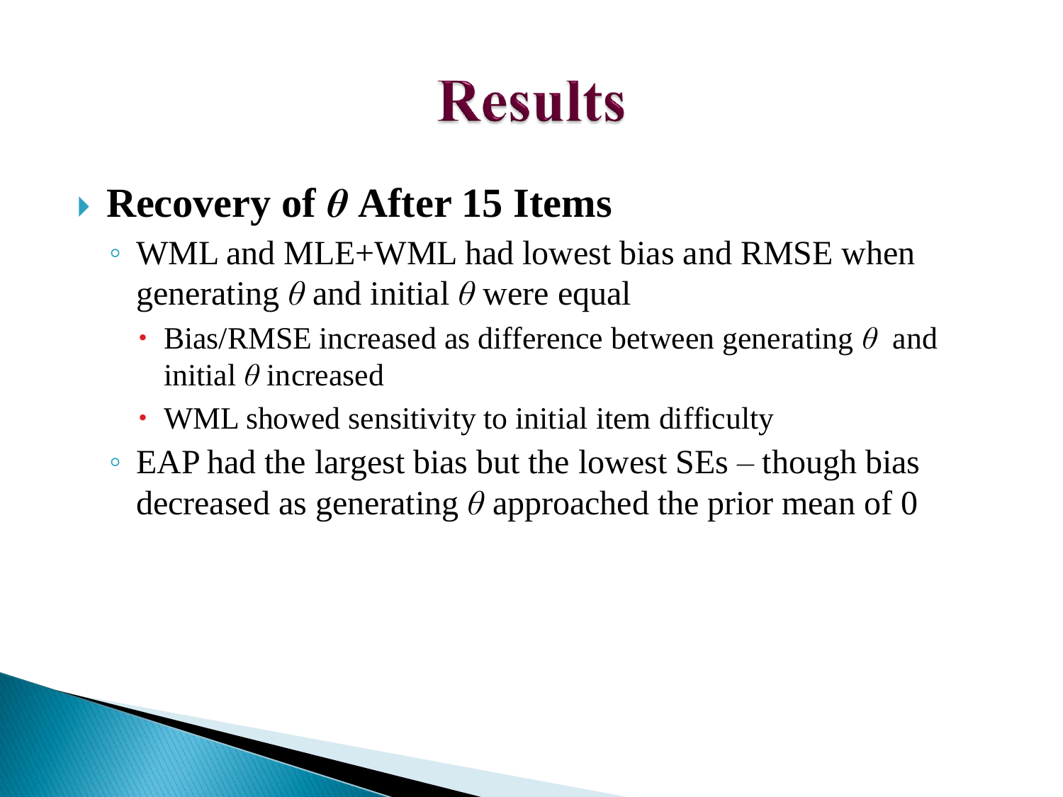# Results

- **Recovery of $\theta$ After 15 Items**
  - WML and MLE+WML had lowest bias and RMSE when generating $\theta$ and initial $\theta$ were equal
    - Bias/RMSE increased as difference between generating $\theta$ and initial $\theta$ increased
    - WML showed sensitivity to initial item difficulty
  - EAP had the largest bias but the lowest SEs – though bias decreased as generating $\theta$ approached the prior mean of 0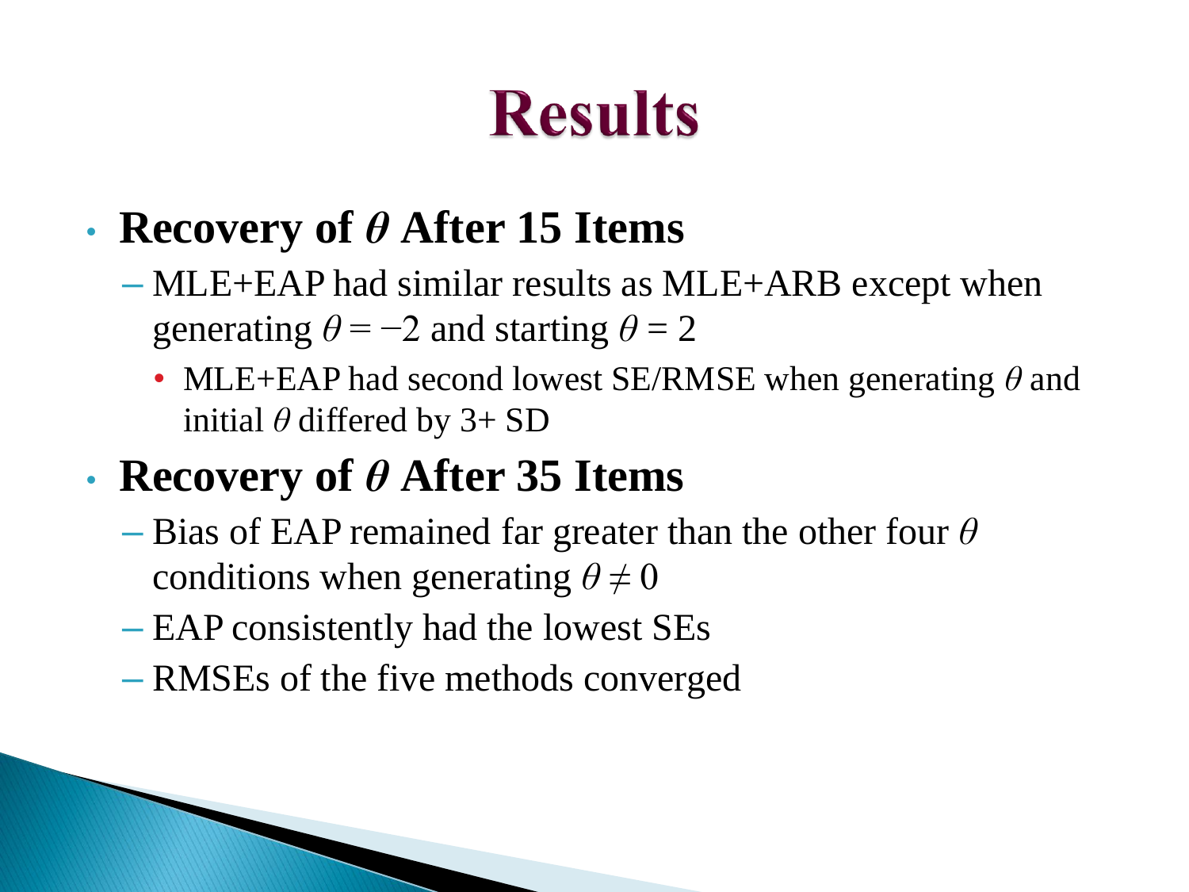# Results

- **Recovery of $\theta$ After 15 Items**
  - MLE+EAP had similar results as MLE+ARB except when generating $\theta = -2$ and starting $\theta = 2$
    - MLE+EAP had second lowest SE/RMSE when generating $\theta$ and initial $\theta$ differed by 3+ SD
- **Recovery of $\theta$ After 35 Items**
  - Bias of EAP remained far greater than the other four $\theta$ conditions when generating $\theta \neq 0$
  - EAP consistently had the lowest SEs
  - RMSEs of the five methods converged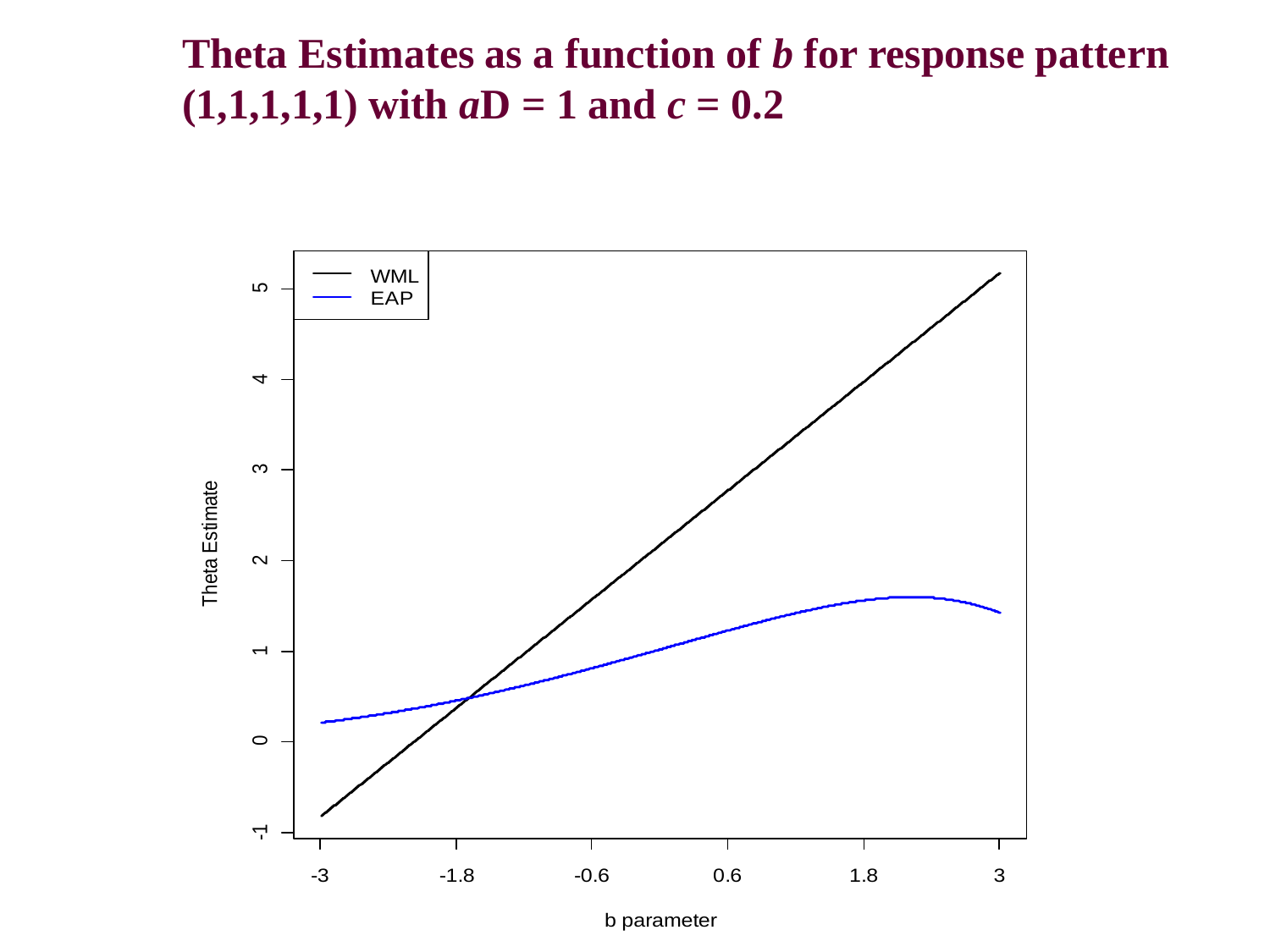# Theta Estimates as a function of *b* for response pattern (1,1,1,1,1) with $a$D = 1 and $c$ = 0.2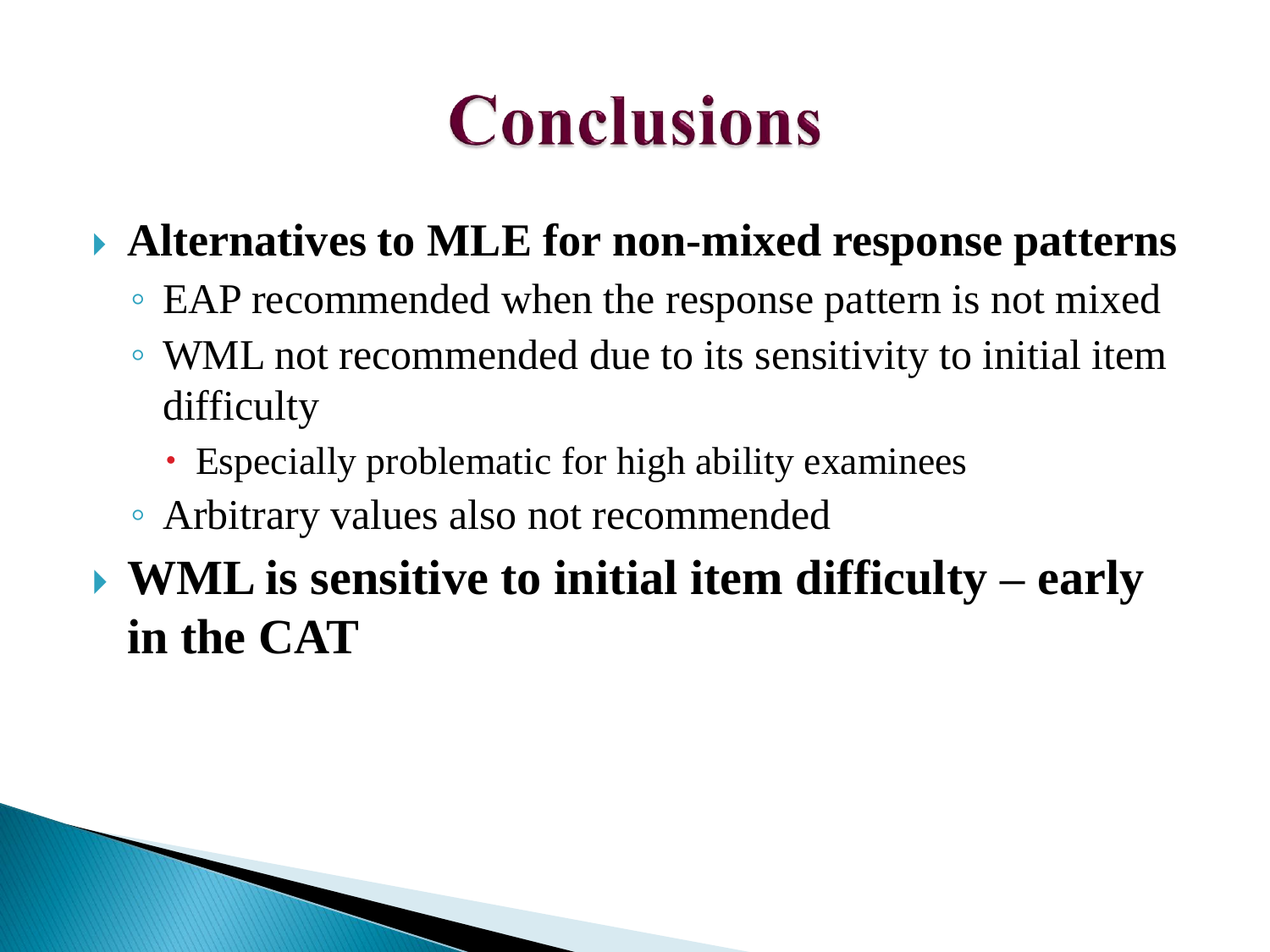# Conclusions

- **Alternatives to MLE for non-mixed response patterns**
  - EAP recommended when the response pattern is not mixed
  - WML not recommended due to its sensitivity to initial item difficulty
    - Especially problematic for high ability examinees
  - Arbitrary values also not recommended
- **WML is sensitive to initial item difficulty – early in the CAT**